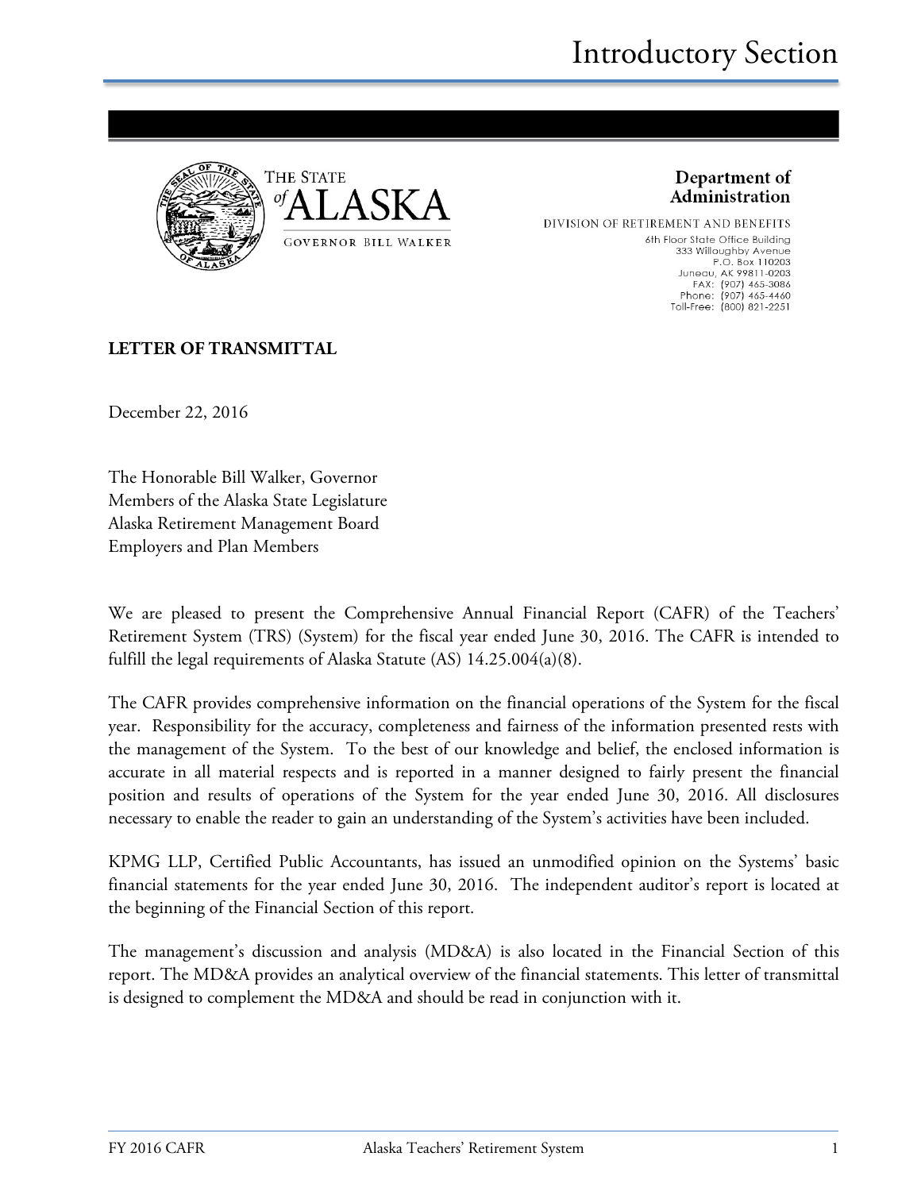THE STATE of ALASKA

GOVERNOR BILL WALKER

**Department of Administration**

DIVISION OF RETIREMENT AND BENEFITS

6th Floor State Office Building
333 Willoughby Avenue
P.O. Box 110203
Juneau, AK 99811-0203
FAX: (907) 465-3086
Phone: (907) 465-4460
Toll-Free: (800) 821-2251

**LETTER OF TRANSMITTAL**

December 22, 2016

The Honorable Bill Walker, Governor
Members of the Alaska State Legislature
Alaska Retirement Management Board
Employers and Plan Members

We are pleased to present the Comprehensive Annual Financial Report (CAFR) of the Teachers' Retirement System (TRS) (System) for the fiscal year ended June 30, 2016. The CAFR is intended to fulfill the legal requirements of Alaska Statute (AS) 14.25.004(a)(8).

The CAFR provides comprehensive information on the financial operations of the System for the fiscal year. Responsibility for the accuracy, completeness and fairness of the information presented rests with the management of the System. To the best of our knowledge and belief, the enclosed information is accurate in all material respects and is reported in a manner designed to fairly present the financial position and results of operations of the System for the year ended June 30, 2016. All disclosures necessary to enable the reader to gain an understanding of the System's activities have been included.

KPMG LLP, Certified Public Accountants, has issued an unmodified opinion on the Systems' basic financial statements for the year ended June 30, 2016. The independent auditor's report is located at the beginning of the Financial Section of this report.

The management's discussion and analysis (MD&A) is also located in the Financial Section of this report. The MD&A provides an analytical overview of the financial statements. This letter of transmittal is designed to complement the MD&A and should be read in conjunction with it.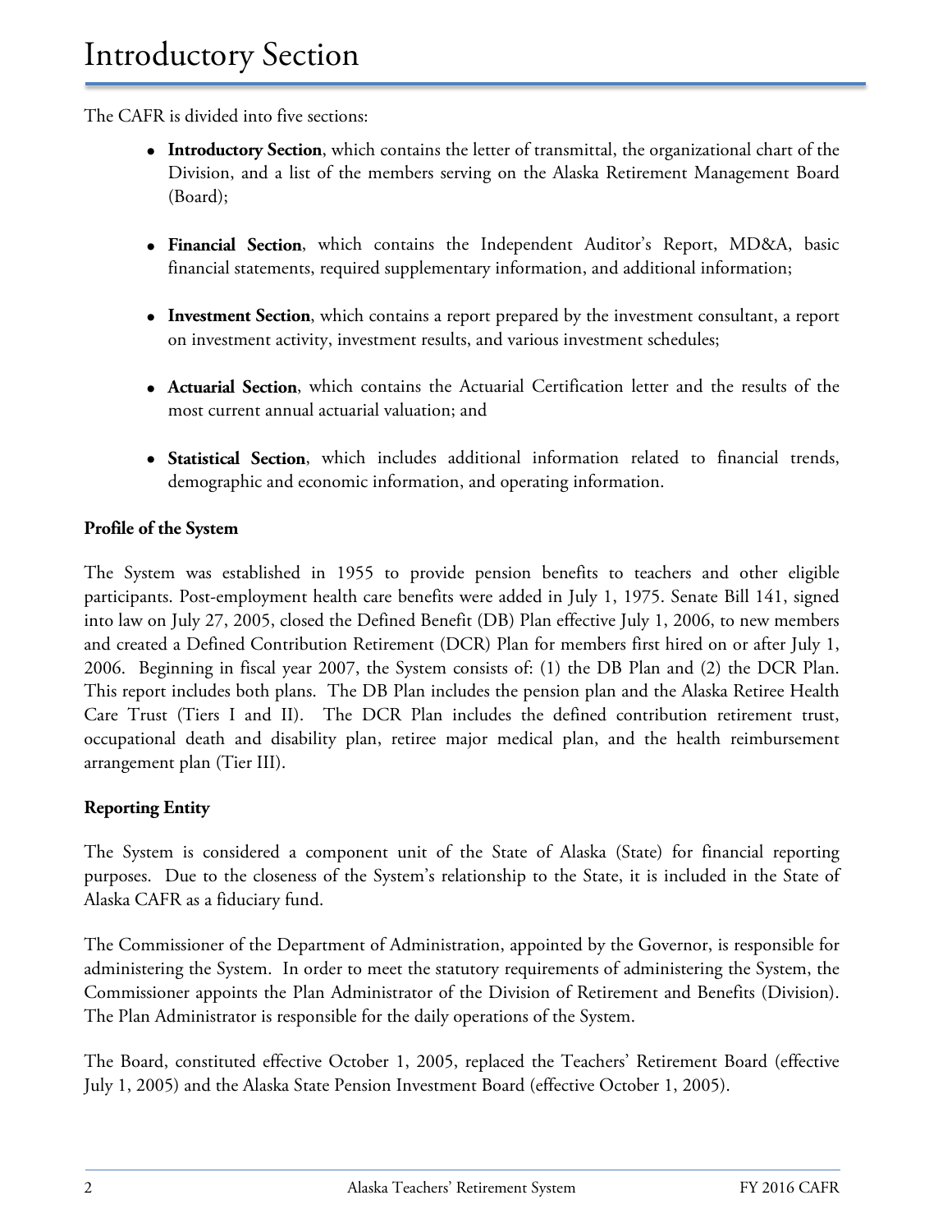# Introductory Section

The CAFR is divided into five sections:

- **Introductory Section**, which contains the letter of transmittal, the organizational chart of the Division, and a list of the members serving on the Alaska Retirement Management Board (Board);
- **Financial Section**, which contains the Independent Auditor's Report, MD&A, basic financial statements, required supplementary information, and additional information;
- **Investment Section**, which contains a report prepared by the investment consultant, a report on investment activity, investment results, and various investment schedules;
- **Actuarial Section**, which contains the Actuarial Certification letter and the results of the most current annual actuarial valuation; and
- **Statistical Section**, which includes additional information related to financial trends, demographic and economic information, and operating information.

**Profile of the System**

The System was established in 1955 to provide pension benefits to teachers and other eligible participants. Post-employment health care benefits were added in July 1, 1975. Senate Bill 141, signed into law on July 27, 2005, closed the Defined Benefit (DB) Plan effective July 1, 2006, to new members and created a Defined Contribution Retirement (DCR) Plan for members first hired on or after July 1, 2006. Beginning in fiscal year 2007, the System consists of: (1) the DB Plan and (2) the DCR Plan. This report includes both plans. The DB Plan includes the pension plan and the Alaska Retiree Health Care Trust (Tiers I and II). The DCR Plan includes the defined contribution retirement trust, occupational death and disability plan, retiree major medical plan, and the health reimbursement arrangement plan (Tier III).

**Reporting Entity**

The System is considered a component unit of the State of Alaska (State) for financial reporting purposes. Due to the closeness of the System's relationship to the State, it is included in the State of Alaska CAFR as a fiduciary fund.

The Commissioner of the Department of Administration, appointed by the Governor, is responsible for administering the System. In order to meet the statutory requirements of administering the System, the Commissioner appoints the Plan Administrator of the Division of Retirement and Benefits (Division). The Plan Administrator is responsible for the daily operations of the System.

The Board, constituted effective October 1, 2005, replaced the Teachers' Retirement Board (effective July 1, 2005) and the Alaska State Pension Investment Board (effective October 1, 2005).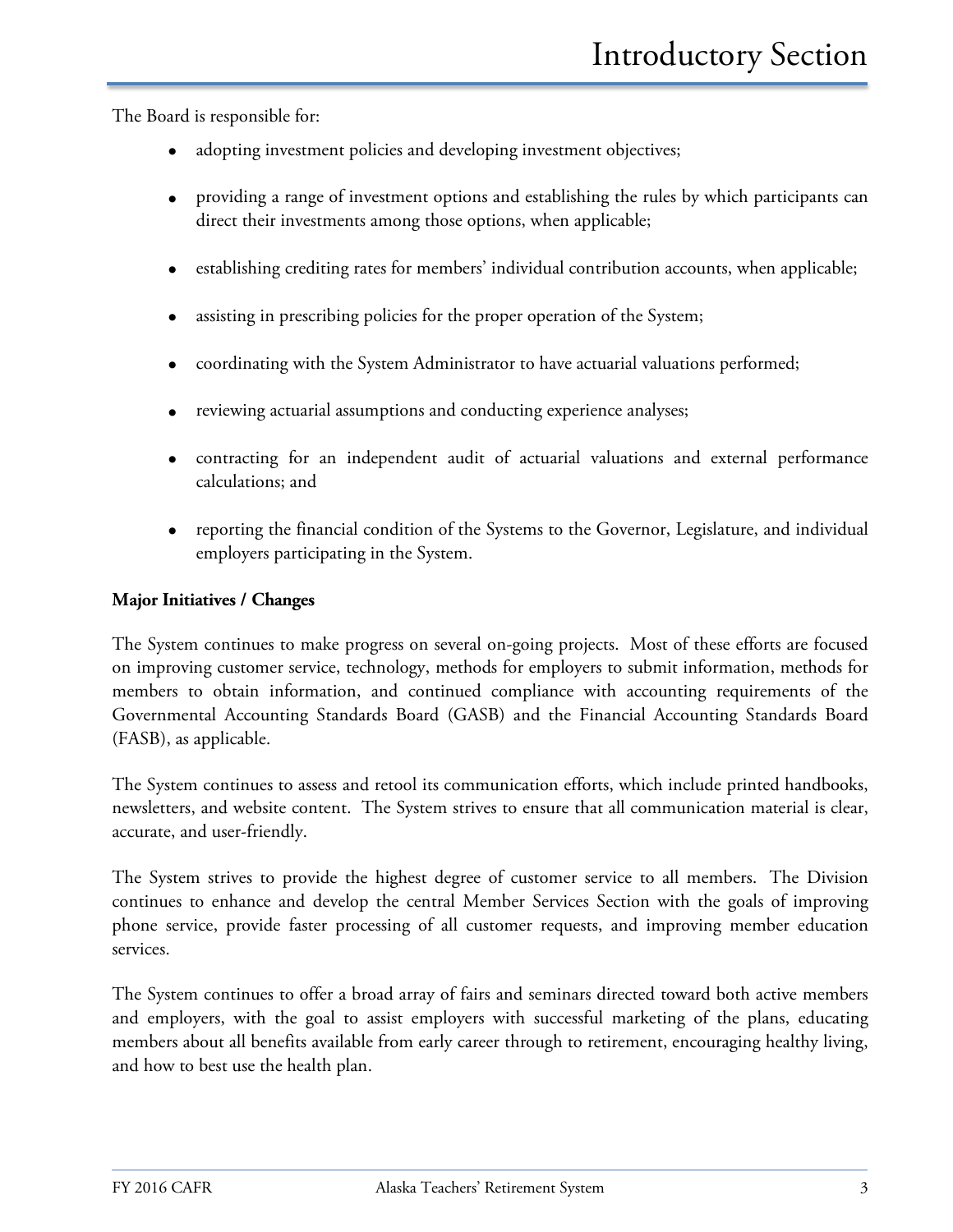The Board is responsible for:

- adopting investment policies and developing investment objectives;
- providing a range of investment options and establishing the rules by which participants can direct their investments among those options, when applicable;
- establishing crediting rates for members' individual contribution accounts, when applicable;
- assisting in prescribing policies for the proper operation of the System;
- coordinating with the System Administrator to have actuarial valuations performed;
- reviewing actuarial assumptions and conducting experience analyses;
- contracting for an independent audit of actuarial valuations and external performance calculations; and
- reporting the financial condition of the Systems to the Governor, Legislature, and individual employers participating in the System.

**Major Initiatives / Changes**

The System continues to make progress on several on-going projects. Most of these efforts are focused on improving customer service, technology, methods for employers to submit information, methods for members to obtain information, and continued compliance with accounting requirements of the Governmental Accounting Standards Board (GASB) and the Financial Accounting Standards Board (FASB), as applicable.

The System continues to assess and retool its communication efforts, which include printed handbooks, newsletters, and website content. The System strives to ensure that all communication material is clear, accurate, and user-friendly.

The System strives to provide the highest degree of customer service to all members. The Division continues to enhance and develop the central Member Services Section with the goals of improving phone service, provide faster processing of all customer requests, and improving member education services.

The System continues to offer a broad array of fairs and seminars directed toward both active members and employers, with the goal to assist employers with successful marketing of the plans, educating members about all benefits available from early career through to retirement, encouraging healthy living, and how to best use the health plan.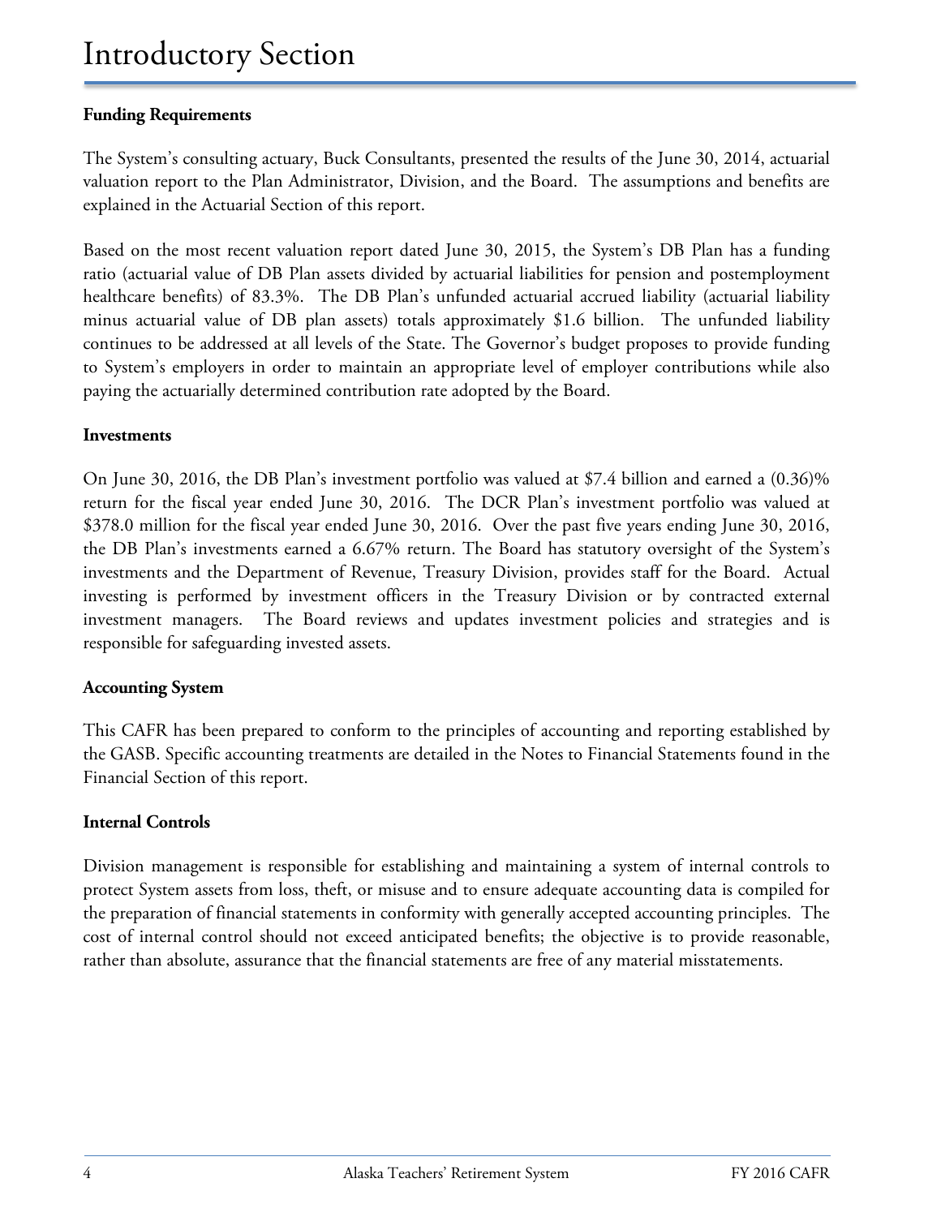## Funding Requirements

The System's consulting actuary, Buck Consultants, presented the results of the June 30, 2014, actuarial valuation report to the Plan Administrator, Division, and the Board. The assumptions and benefits are explained in the Actuarial Section of this report.

Based on the most recent valuation report dated June 30, 2015, the System's DB Plan has a funding ratio (actuarial value of DB Plan assets divided by actuarial liabilities for pension and postemployment healthcare benefits) of 83.3%. The DB Plan's unfunded actuarial accrued liability (actuarial liability minus actuarial value of DB plan assets) totals approximately $1.6 billion. The unfunded liability continues to be addressed at all levels of the State. The Governor's budget proposes to provide funding to System's employers in order to maintain an appropriate level of employer contributions while also paying the actuarially determined contribution rate adopted by the Board.

## Investments

On June 30, 2016, the DB Plan's investment portfolio was valued at $7.4 billion and earned a (0.36)% return for the fiscal year ended June 30, 2016. The DCR Plan's investment portfolio was valued at $378.0 million for the fiscal year ended June 30, 2016. Over the past five years ending June 30, 2016, the DB Plan's investments earned a 6.67% return. The Board has statutory oversight of the System's investments and the Department of Revenue, Treasury Division, provides staff for the Board. Actual investing is performed by investment officers in the Treasury Division or by contracted external investment managers. The Board reviews and updates investment policies and strategies and is responsible for safeguarding invested assets.

## Accounting System

This CAFR has been prepared to conform to the principles of accounting and reporting established by the GASB. Specific accounting treatments are detailed in the Notes to Financial Statements found in the Financial Section of this report.

## Internal Controls

Division management is responsible for establishing and maintaining a system of internal controls to protect System assets from loss, theft, or misuse and to ensure adequate accounting data is compiled for the preparation of financial statements in conformity with generally accepted accounting principles. The cost of internal control should not exceed anticipated benefits; the objective is to provide reasonable, rather than absolute, assurance that the financial statements are free of any material misstatements.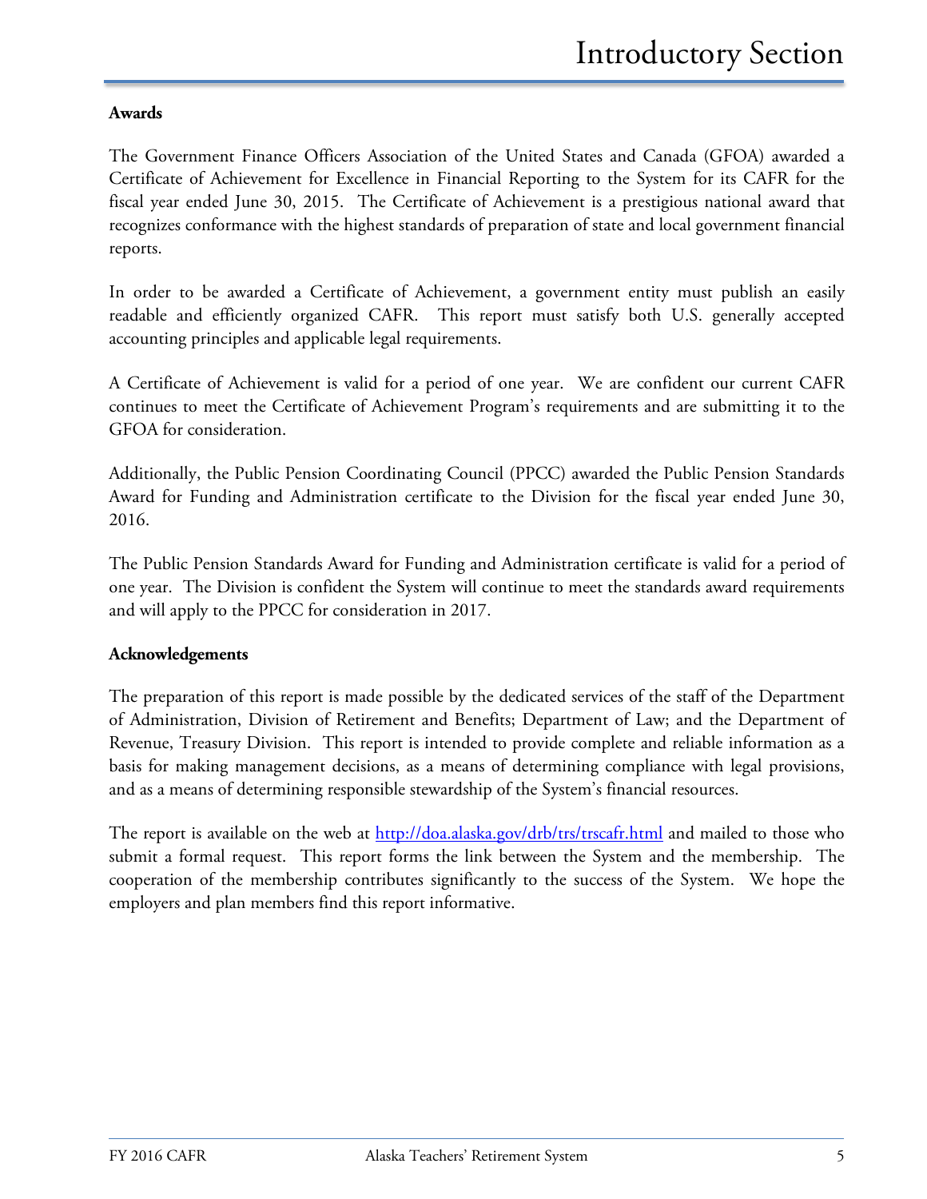**Awards**

The Government Finance Officers Association of the United States and Canada (GFOA) awarded a Certificate of Achievement for Excellence in Financial Reporting to the System for its CAFR for the fiscal year ended June 30, 2015. The Certificate of Achievement is a prestigious national award that recognizes conformance with the highest standards of preparation of state and local government financial reports.

In order to be awarded a Certificate of Achievement, a government entity must publish an easily readable and efficiently organized CAFR. This report must satisfy both U.S. generally accepted accounting principles and applicable legal requirements.

A Certificate of Achievement is valid for a period of one year. We are confident our current CAFR continues to meet the Certificate of Achievement Program's requirements and are submitting it to the GFOA for consideration.

Additionally, the Public Pension Coordinating Council (PPCC) awarded the Public Pension Standards Award for Funding and Administration certificate to the Division for the fiscal year ended June 30, 2016.

The Public Pension Standards Award for Funding and Administration certificate is valid for a period of one year. The Division is confident the System will continue to meet the standards award requirements and will apply to the PPCC for consideration in 2017.

**Acknowledgements**

The preparation of this report is made possible by the dedicated services of the staff of the Department of Administration, Division of Retirement and Benefits; Department of Law; and the Department of Revenue, Treasury Division. This report is intended to provide complete and reliable information as a basis for making management decisions, as a means of determining compliance with legal provisions, and as a means of determining responsible stewardship of the System's financial resources.

The report is available on the web at [http://doa.alaska.gov/drb/trs/trscafr.html](http://doa.alaska.gov/drb/trs/trscafr.html) and mailed to those who submit a formal request. This report forms the link between the System and the membership. The cooperation of the membership contributes significantly to the success of the System. We hope the employers and plan members find this report informative.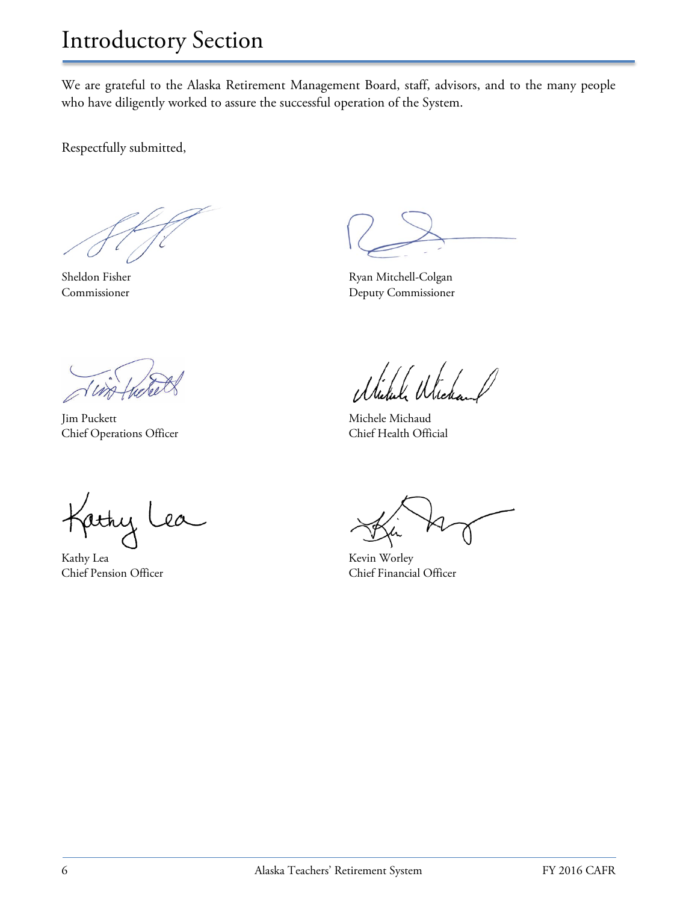We are grateful to the Alaska Retirement Management Board, staff, advisors, and to the many people who have diligently worked to assure the successful operation of the System.

Respectfully submitted,

Sheldon Fisher
Commissioner

Ryan Mitchell-Colgan
Deputy Commissioner

Jim Puckett
Chief Operations Officer

Michele Michaud
Chief Health Official

Kathy Lea
Chief Pension Officer

Kevin Worley
Chief Financial Officer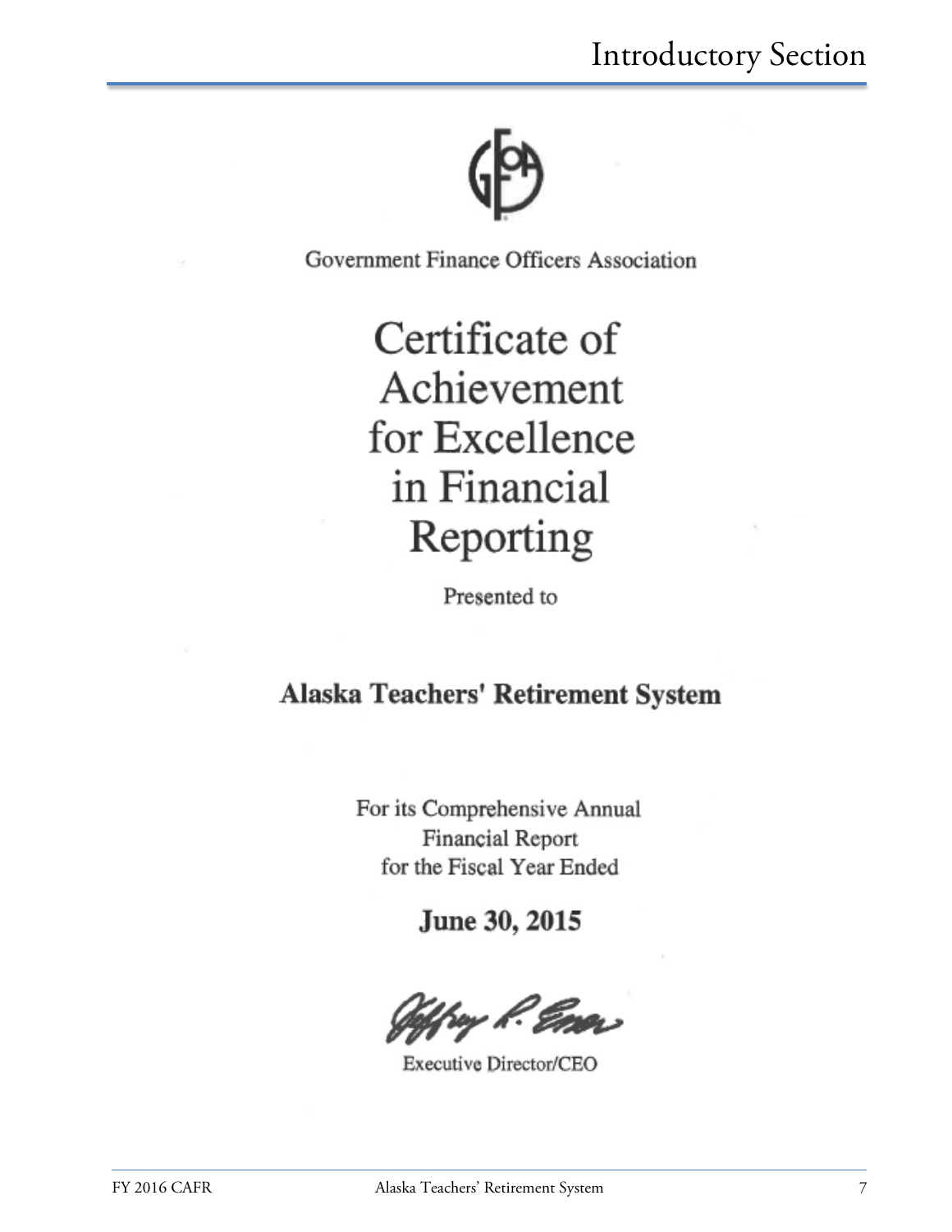Government Finance Officers Association

# Certificate of Achievement for Excellence in Financial Reporting

Presented to

**Alaska Teachers' Retirement System**

For its Comprehensive Annual Financial Report for the Fiscal Year Ended

**June 30, 2015**

Executive Director/CEO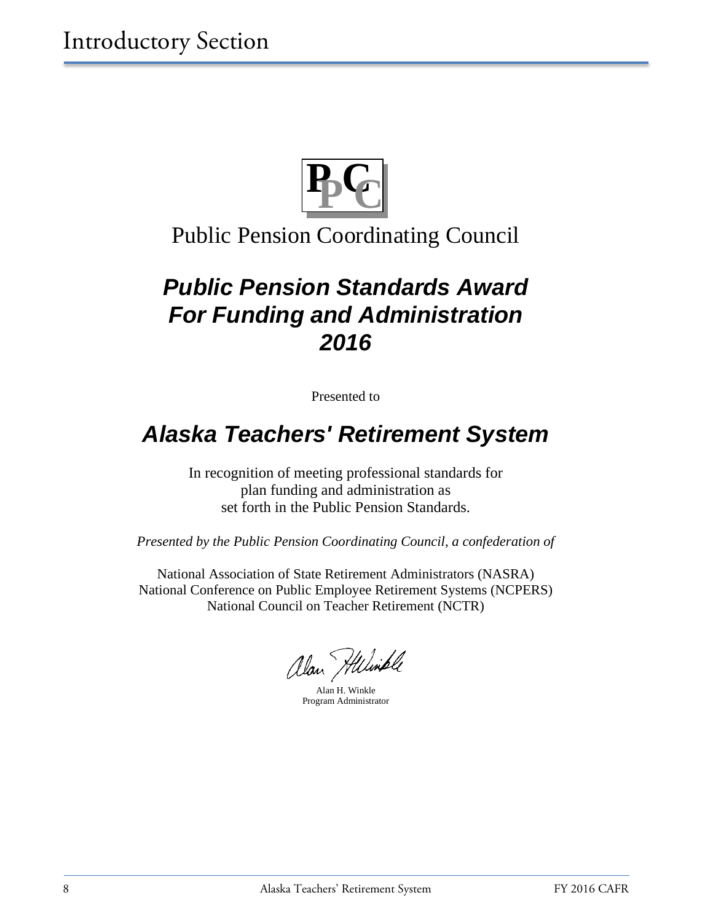# Introductory Section

PPCC

Public Pension Coordinating Council

## *Public Pension Standards Award For Funding and Administration 2016*

Presented to

## *Alaska Teachers' Retirement System*

In recognition of meeting professional standards for plan funding and administration as set forth in the Public Pension Standards.

*Presented by the Public Pension Coordinating Council, a confederation of*

National Association of State Retirement Administrators (NASRA)
National Conference on Public Employee Retirement Systems (NCPERS)
National Council on Teacher Retirement (NCTR)

Alan H. Winkle
Program Administrator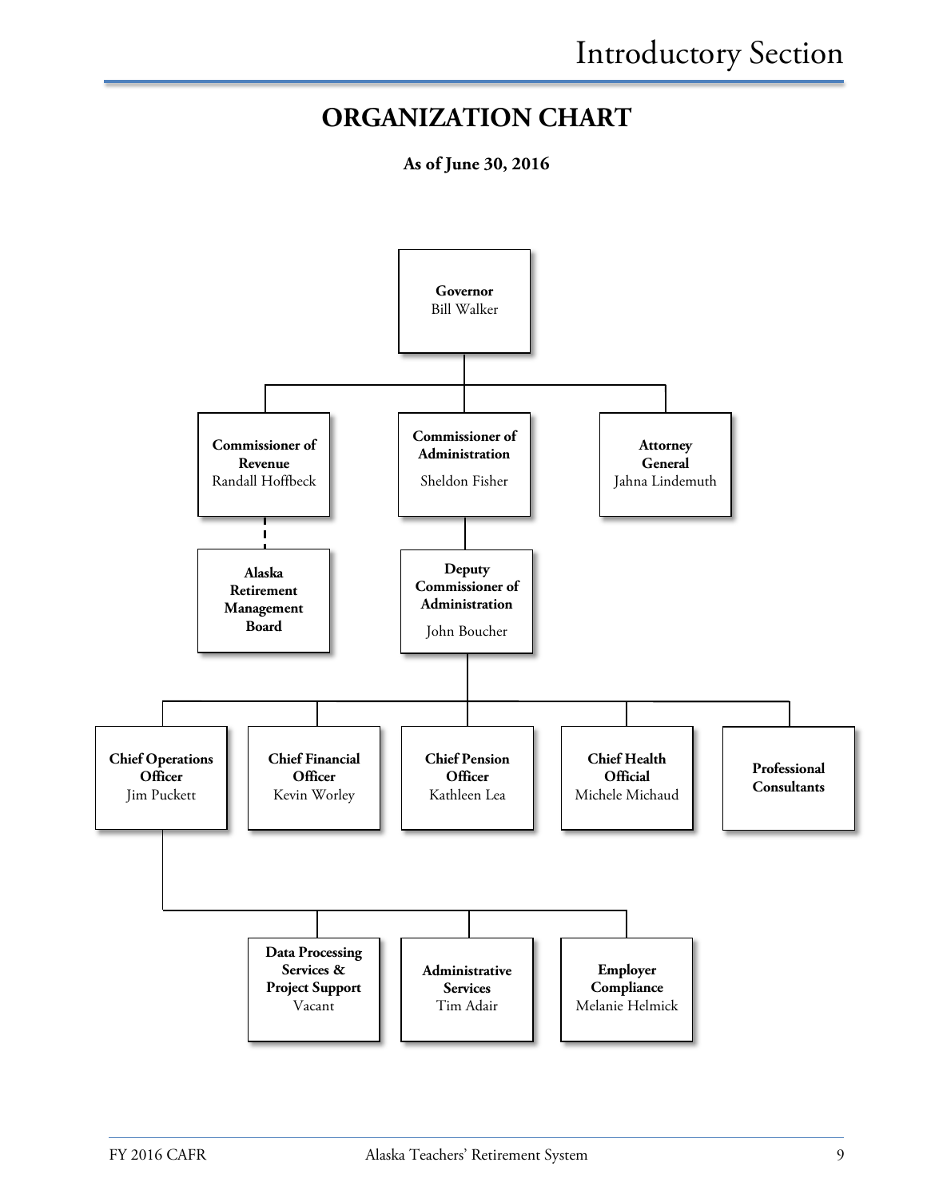# ORGANIZATION CHART

**As of June 30, 2016**

- **Governor** – Bill Walker
  - **Commissioner of Revenue** – Randall Hoffbeck
    - **Alaska Retirement Management Board** (dashed line)
  - **Commissioner of Administration** – Sheldon Fisher
    - **Deputy Commissioner of Administration** – John Boucher
      - **Chief Operations Officer** – Jim Puckett
        - **Data Processing Services & Project Support** – Vacant
        - **Administrative Services** – Tim Adair
        - **Employer Compliance** – Melanie Helmick
      - **Chief Financial Officer** – Kevin Worley
      - **Chief Pension Officer** – Kathleen Lea
      - **Chief Health Official** – Michele Michaud
      - **Professional Consultants**
  - **Attorney General** – Jahna Lindemuth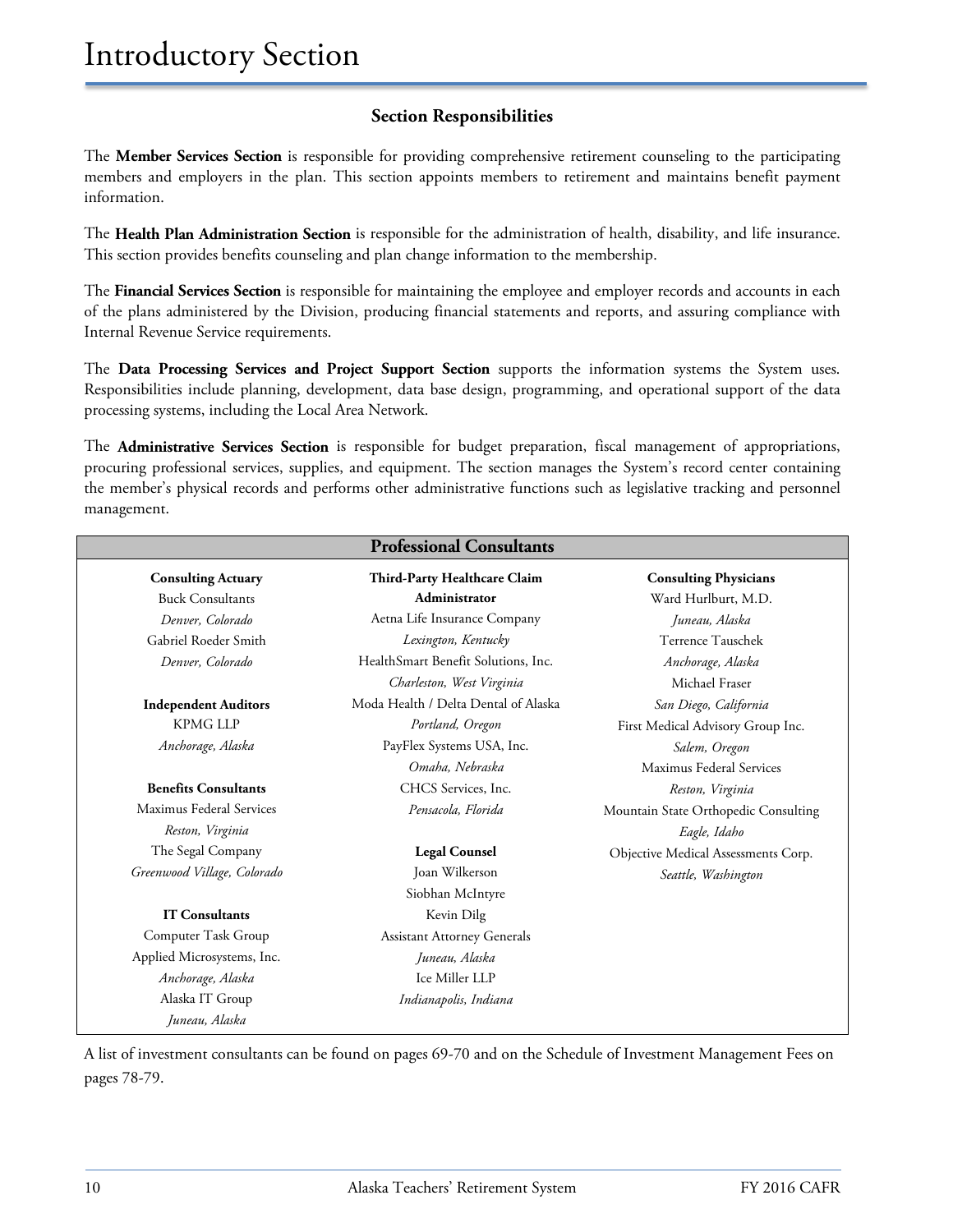# Introductory Section

### Section Responsibilities

The **Member Services Section** is responsible for providing comprehensive retirement counseling to the participating members and employers in the plan. This section appoints members to retirement and maintains benefit payment information.

The **Health Plan Administration Section** is responsible for the administration of health, disability, and life insurance. This section provides benefits counseling and plan change information to the membership.

The **Financial Services Section** is responsible for maintaining the employee and employer records and accounts in each of the plans administered by the Division, producing financial statements and reports, and assuring compliance with Internal Revenue Service requirements.

The **Data Processing Services and Project Support Section** supports the information systems the System uses. Responsibilities include planning, development, data base design, programming, and operational support of the data processing systems, including the Local Area Network.

The **Administrative Services Section** is responsible for budget preparation, fiscal management of appropriations, procuring professional services, supplies, and equipment. The section manages the System's record center containing the member's physical records and performs other administrative functions such as legislative tracking and personnel management.

### Professional Consultants

**Consulting Actuary**
Buck Consultants
*Denver, Colorado*
Gabriel Roeder Smith
*Denver, Colorado*

**Independent Auditors**
KPMG LLP
*Anchorage, Alaska*

**Benefits Consultants**
Maximus Federal Services
*Reston, Virginia*
The Segal Company
*Greenwood Village, Colorado*

**IT Consultants**
Computer Task Group
Applied Microsystems, Inc.
*Anchorage, Alaska*
Alaska IT Group
*Juneau, Alaska*

**Third-Party Healthcare Claim Administrator**
Aetna Life Insurance Company
*Lexington, Kentucky*
HealthSmart Benefit Solutions, Inc.
*Charleston, West Virginia*
Moda Health / Delta Dental of Alaska
*Portland, Oregon*
PayFlex Systems USA, Inc.
*Omaha, Nebraska*
CHCS Services, Inc.
*Pensacola, Florida*

**Legal Counsel**
Joan Wilkerson
Siobhan McIntyre
Kevin Dilg
Assistant Attorney Generals
*Juneau, Alaska*
Ice Miller LLP
*Indianapolis, Indiana*

**Consulting Physicians**
Ward Hurlburt, M.D.
*Juneau, Alaska*
Terrence Tauschek
*Anchorage, Alaska*
Michael Fraser
*San Diego, California*
First Medical Advisory Group Inc.
*Salem, Oregon*
Maximus Federal Services
*Reston, Virginia*
Mountain State Orthopedic Consulting
*Eagle, Idaho*
Objective Medical Assessments Corp.
*Seattle, Washington*

A list of investment consultants can be found on pages 69-70 and on the Schedule of Investment Management Fees on pages 78-79.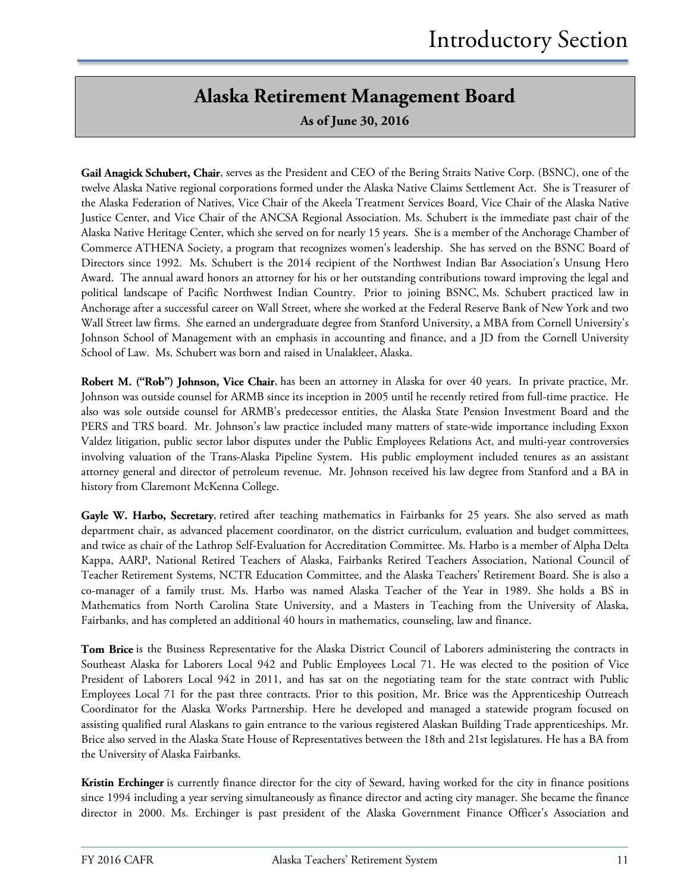## Alaska Retirement Management Board

**As of June 30, 2016**

**Gail Anagick Schubert, Chair**, serves as the President and CEO of the Bering Straits Native Corp. (BSNC), one of the twelve Alaska Native regional corporations formed under the Alaska Native Claims Settlement Act. She is Treasurer of the Alaska Federation of Natives, Vice Chair of the Akeela Treatment Services Board, Vice Chair of the Alaska Native Justice Center, and Vice Chair of the ANCSA Regional Association. Ms. Schubert is the immediate past chair of the Alaska Native Heritage Center, which she served on for nearly 15 years. She is a member of the Anchorage Chamber of Commerce ATHENA Society, a program that recognizes women's leadership. She has served on the BSNC Board of Directors since 1992. Ms. Schubert is the 2014 recipient of the Northwest Indian Bar Association's Unsung Hero Award. The annual award honors an attorney for his or her outstanding contributions toward improving the legal and political landscape of Pacific Northwest Indian Country. Prior to joining BSNC, Ms. Schubert practiced law in Anchorage after a successful career on Wall Street, where she worked at the Federal Reserve Bank of New York and two Wall Street law firms. She earned an undergraduate degree from Stanford University, a MBA from Cornell University's Johnson School of Management with an emphasis in accounting and finance, and a JD from the Cornell University School of Law. Ms. Schubert was born and raised in Unalakleet, Alaska.

**Robert M. ("Rob") Johnson, Vice Chair**, has been an attorney in Alaska for over 40 years. In private practice, Mr. Johnson was outside counsel for ARMB since its inception in 2005 until he recently retired from full-time practice. He also was sole outside counsel for ARMB's predecessor entities, the Alaska State Pension Investment Board and the PERS and TRS board. Mr. Johnson's law practice included many matters of state-wide importance including Exxon Valdez litigation, public sector labor disputes under the Public Employees Relations Act, and multi-year controversies involving valuation of the Trans-Alaska Pipeline System. His public employment included tenures as an assistant attorney general and director of petroleum revenue. Mr. Johnson received his law degree from Stanford and a BA in history from Claremont McKenna College.

**Gayle W. Harbo, Secretary**, retired after teaching mathematics in Fairbanks for 25 years. She also served as math department chair, as advanced placement coordinator, on the district curriculum, evaluation and budget committees, and twice as chair of the Lathrop Self-Evaluation for Accreditation Committee. Ms. Harbo is a member of Alpha Delta Kappa, AARP, National Retired Teachers of Alaska, Fairbanks Retired Teachers Association, National Council of Teacher Retirement Systems, NCTR Education Committee, and the Alaska Teachers' Retirement Board. She is also a co-manager of a family trust. Ms. Harbo was named Alaska Teacher of the Year in 1989. She holds a BS in Mathematics from North Carolina State University, and a Masters in Teaching from the University of Alaska, Fairbanks, and has completed an additional 40 hours in mathematics, counseling, law and finance.

**Tom Brice** is the Business Representative for the Alaska District Council of Laborers administering the contracts in Southeast Alaska for Laborers Local 942 and Public Employees Local 71. He was elected to the position of Vice President of Laborers Local 942 in 2011, and has sat on the negotiating team for the state contract with Public Employees Local 71 for the past three contracts. Prior to this position, Mr. Brice was the Apprenticeship Outreach Coordinator for the Alaska Works Partnership. Here he developed and managed a statewide program focused on assisting qualified rural Alaskans to gain entrance to the various registered Alaskan Building Trade apprenticeships. Mr. Brice also served in the Alaska State House of Representatives between the 18th and 21st legislatures. He has a BA from the University of Alaska Fairbanks.

**Kristin Erchinger** is currently finance director for the city of Seward, having worked for the city in finance positions since 1994 including a year serving simultaneously as finance director and acting city manager. She became the finance director in 2000. Ms. Erchinger is past president of the Alaska Government Finance Officer's Association and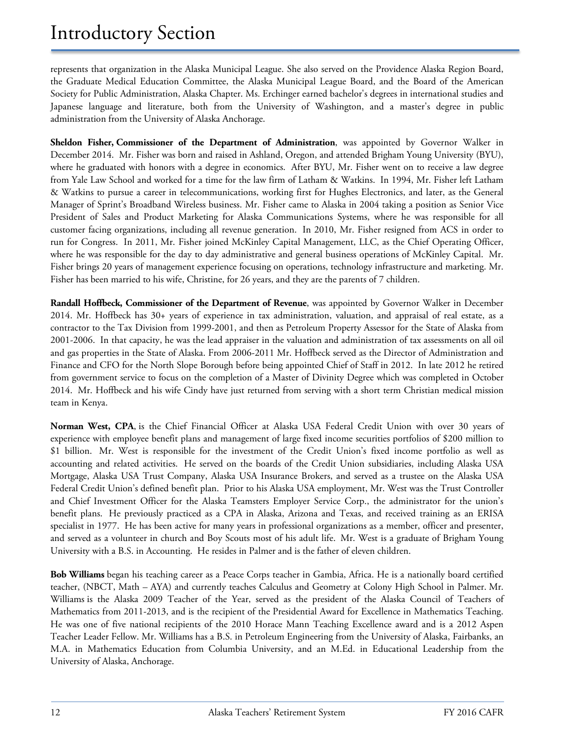represents that organization in the Alaska Municipal League. She also served on the Providence Alaska Region Board, the Graduate Medical Education Committee, the Alaska Municipal League Board, and the Board of the American Society for Public Administration, Alaska Chapter. Ms. Erchinger earned bachelor's degrees in international studies and Japanese language and literature, both from the University of Washington, and a master's degree in public administration from the University of Alaska Anchorage.

**Sheldon Fisher, Commissioner of the Department of Administration**, was appointed by Governor Walker in December 2014. Mr. Fisher was born and raised in Ashland, Oregon, and attended Brigham Young University (BYU), where he graduated with honors with a degree in economics. After BYU, Mr. Fisher went on to receive a law degree from Yale Law School and worked for a time for the law firm of Latham & Watkins. In 1994, Mr. Fisher left Latham & Watkins to pursue a career in telecommunications, working first for Hughes Electronics, and later, as the General Manager of Sprint's Broadband Wireless business. Mr. Fisher came to Alaska in 2004 taking a position as Senior Vice President of Sales and Product Marketing for Alaska Communications Systems, where he was responsible for all customer facing organizations, including all revenue generation. In 2010, Mr. Fisher resigned from ACS in order to run for Congress. In 2011, Mr. Fisher joined McKinley Capital Management, LLC, as the Chief Operating Officer, where he was responsible for the day to day administrative and general business operations of McKinley Capital. Mr. Fisher brings 20 years of management experience focusing on operations, technology infrastructure and marketing. Mr. Fisher has been married to his wife, Christine, for 26 years, and they are the parents of 7 children.

**Randall Hoffbeck, Commissioner of the Department of Revenue**, was appointed by Governor Walker in December 2014. Mr. Hoffbeck has 30+ years of experience in tax administration, valuation, and appraisal of real estate, as a contractor to the Tax Division from 1999-2001, and then as Petroleum Property Assessor for the State of Alaska from 2001-2006. In that capacity, he was the lead appraiser in the valuation and administration of tax assessments on all oil and gas properties in the State of Alaska. From 2006-2011 Mr. Hoffbeck served as the Director of Administration and Finance and CFO for the North Slope Borough before being appointed Chief of Staff in 2012. In late 2012 he retired from government service to focus on the completion of a Master of Divinity Degree which was completed in October 2014. Mr. Hoffbeck and his wife Cindy have just returned from serving with a short term Christian medical mission team in Kenya.

**Norman West, CPA**, is the Chief Financial Officer at Alaska USA Federal Credit Union with over 30 years of experience with employee benefit plans and management of large fixed income securities portfolios of $200 million to $1 billion. Mr. West is responsible for the investment of the Credit Union's fixed income portfolio as well as accounting and related activities. He served on the boards of the Credit Union subsidiaries, including Alaska USA Mortgage, Alaska USA Trust Company, Alaska USA Insurance Brokers, and served as a trustee on the Alaska USA Federal Credit Union's defined benefit plan. Prior to his Alaska USA employment, Mr. West was the Trust Controller and Chief Investment Officer for the Alaska Teamsters Employer Service Corp., the administrator for the union's benefit plans. He previously practiced as a CPA in Alaska, Arizona and Texas, and received training as an ERISA specialist in 1977. He has been active for many years in professional organizations as a member, officer and presenter, and served as a volunteer in church and Boy Scouts most of his adult life. Mr. West is a graduate of Brigham Young University with a B.S. in Accounting. He resides in Palmer and is the father of eleven children.

**Bob Williams** began his teaching career as a Peace Corps teacher in Gambia, Africa. He is a nationally board certified teacher, (NBCT, Math – AYA) and currently teaches Calculus and Geometry at Colony High School in Palmer. Mr. Williams is the Alaska 2009 Teacher of the Year, served as the president of the Alaska Council of Teachers of Mathematics from 2011-2013, and is the recipient of the Presidential Award for Excellence in Mathematics Teaching. He was one of five national recipients of the 2010 Horace Mann Teaching Excellence award and is a 2012 Aspen Teacher Leader Fellow. Mr. Williams has a B.S. in Petroleum Engineering from the University of Alaska, Fairbanks, an M.A. in Mathematics Education from Columbia University, and an M.Ed. in Educational Leadership from the University of Alaska, Anchorage.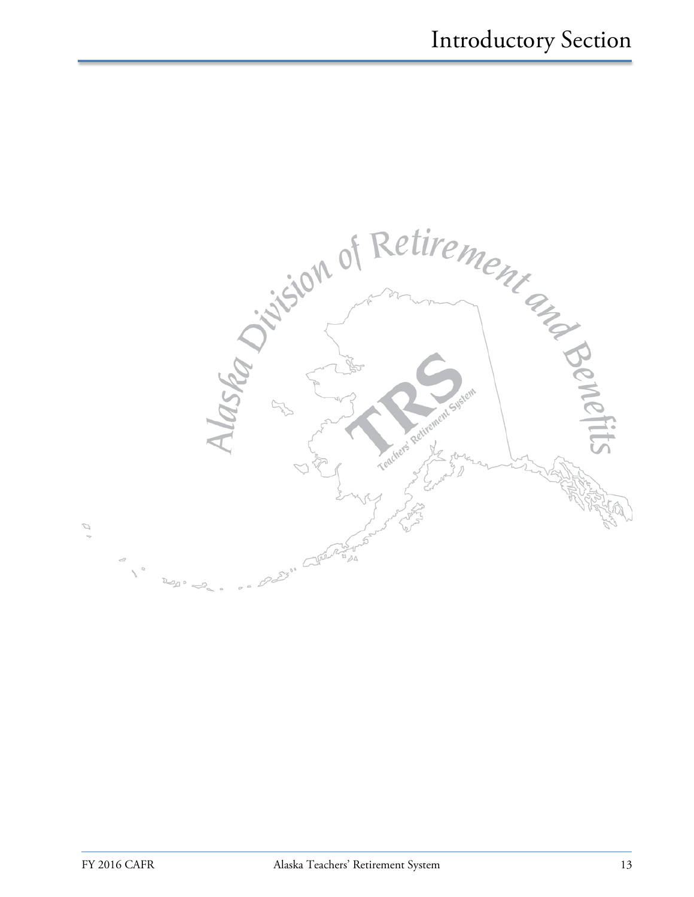Alaska Division of Retirement and Benefits

TRS

Teachers' Retirement System